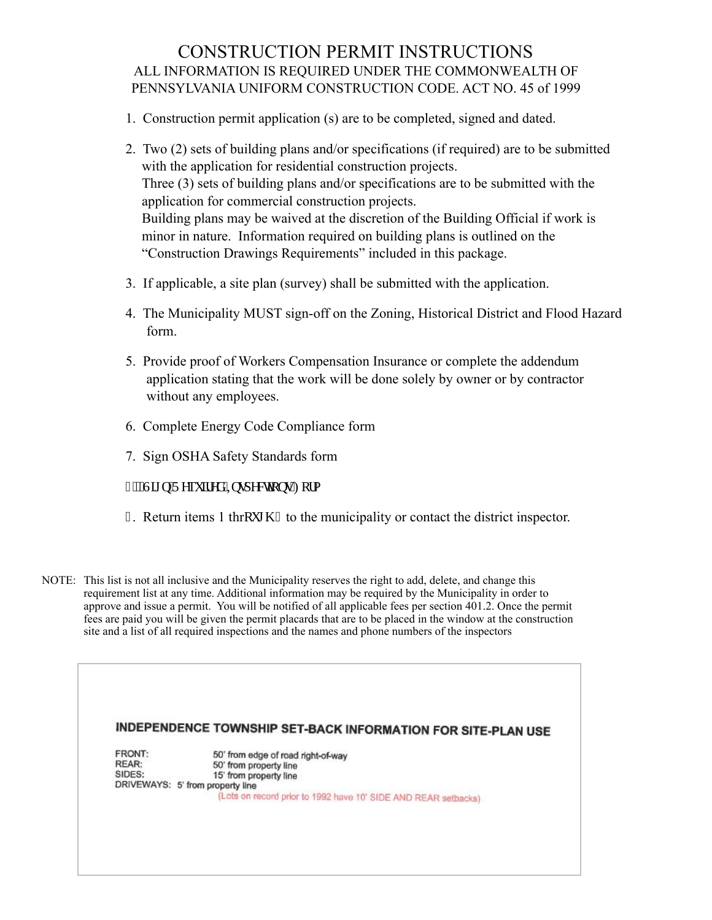# CONSTRUCTION PERMIT INSTRUCTIONS

## ALL INFORMATION IS REQUIRED UNDER THE COMMONWEALTH OF PENNSYLVANIA UNIFORM CONSTRUCTION CODE. ACT NO. 45 of 1999

1. Construction permit application (s) are to be completed, signed and dated.
2. Two (2) sets of building plans and/or specifications (if required) are to be submitted with the application for residential construction projects.
   Three (3) sets of building plans and/or specifications are to be submitted with the application for commercial construction projects.
   Building plans may be waived at the discretion of the Building Official if work is minor in nature. Information required on building plans is outlined on the "Construction Drawings Requirements" included in this package.
3. If applicable, a site plan (survey) shall be submitted with the application.
4. The Municipality MUST sign-off on the Zoning, Historical District and Flood Hazard form.
5. Provide proof of Workers Compensation Insurance or complete the addendum application stating that the work will be done solely by owner or by contractor without any employees.
6. Complete Energy Code Compliance form
7. Sign OSHA Safety Standards form
8. Sign Required Inspections Form
9. Return items 1 through 8 to the municipality or contact the district inspector.

NOTE: This list is not all inclusive and the Municipality reserves the right to add, delete, and change this requirement list at any time. Additional information may be required by the Municipality in order to approve and issue a permit. You will be notified of all applicable fees per section 401.2. Once the permit fees are paid you will be given the permit placards that are to be placed in the window at the construction site and a list of all required inspections and the names and phone numbers of the inspectors

**INDEPENDENCE TOWNSHIP SET-BACK INFORMATION FOR SITE-PLAN USE**

| | |
|---|---|
| FRONT: | 50' from edge of road right-of-way |
| REAR: | 50' from property line |
| SIDES: | 15' from property line |
| DRIVEWAYS: | 5' from property line |

(Lots on record prior to 1992 have 10' SIDE AND REAR setbacks)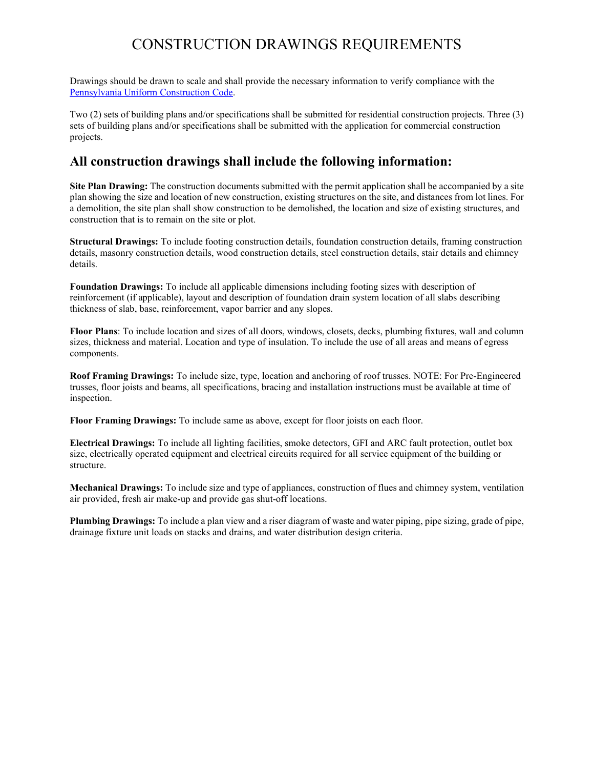# CONSTRUCTION DRAWINGS REQUIREMENTS

Drawings should be drawn to scale and shall provide the necessary information to verify compliance with the Pennsylvania Uniform Construction Code.

Two (2) sets of building plans and/or specifications shall be submitted for residential construction projects. Three (3) sets of building plans and/or specifications shall be submitted with the application for commercial construction projects.

## All construction drawings shall include the following information:

**Site Plan Drawing:** The construction documents submitted with the permit application shall be accompanied by a site plan showing the size and location of new construction, existing structures on the site, and distances from lot lines. For a demolition, the site plan shall show construction to be demolished, the location and size of existing structures, and construction that is to remain on the site or plot.

**Structural Drawings:** To include footing construction details, foundation construction details, framing construction details, masonry construction details, wood construction details, steel construction details, stair details and chimney details.

**Foundation Drawings:** To include all applicable dimensions including footing sizes with description of reinforcement (if applicable), layout and description of foundation drain system location of all slabs describing thickness of slab, base, reinforcement, vapor barrier and any slopes.

**Floor Plans**: To include location and sizes of all doors, windows, closets, decks, plumbing fixtures, wall and column sizes, thickness and material. Location and type of insulation. To include the use of all areas and means of egress components.

**Roof Framing Drawings:** To include size, type, location and anchoring of roof trusses. NOTE: For Pre-Engineered trusses, floor joists and beams, all specifications, bracing and installation instructions must be available at time of inspection.

**Floor Framing Drawings:** To include same as above, except for floor joists on each floor.

**Electrical Drawings:** To include all lighting facilities, smoke detectors, GFI and ARC fault protection, outlet box size, electrically operated equipment and electrical circuits required for all service equipment of the building or structure.

**Mechanical Drawings:** To include size and type of appliances, construction of flues and chimney system, ventilation air provided, fresh air make-up and provide gas shut-off locations.

**Plumbing Drawings:** To include a plan view and a riser diagram of waste and water piping, pipe sizing, grade of pipe, drainage fixture unit loads on stacks and drains, and water distribution design criteria.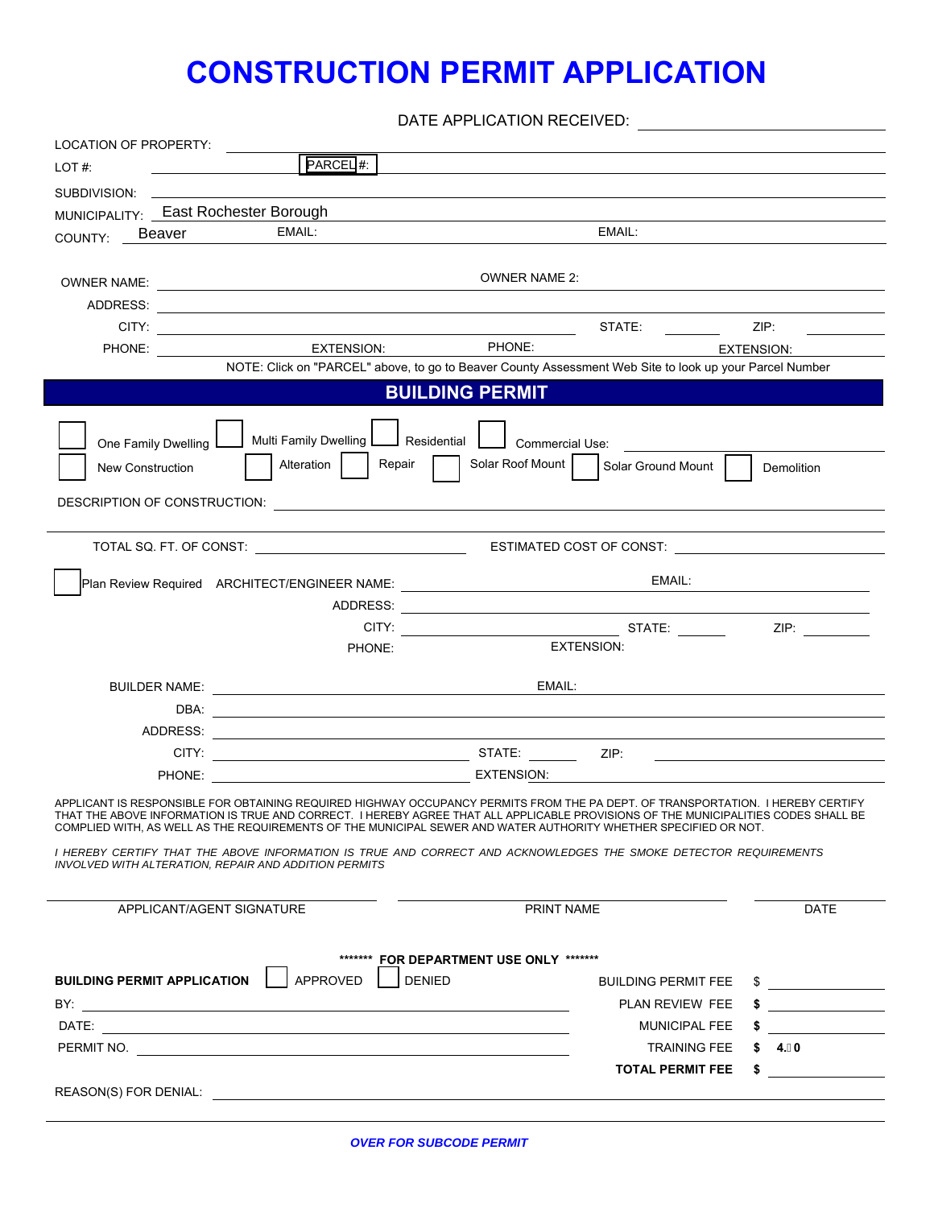# CONSTRUCTION PERMIT APPLICATION

DATE APPLICATION RECEIVED: ______________________

LOCATION OF PROPERTY: ______________________

LOT #: ______________ PARCEL #: ______________________

SUBDIVISION: ______________________

MUNICIPALITY: East Rochester Borough

COUNTY: Beaver EMAIL: ______________ EMAIL: ______________

OWNER NAME: ______________________ OWNER NAME 2: ______________________

ADDRESS: ______________________

CITY: ______________________ STATE: ________ ZIP: ________

PHONE: ______________ EXTENSION: ________ PHONE: ______________ EXTENSION: ________

NOTE: Click on "PARCEL" above, to go to Beaver County Assessment Web Site to look up your Parcel Number

## BUILDING PERMIT

☐ One Family Dwelling ☐ Multi Family Dwelling ☐ Residential ☐ Commercial Use: ______________

☐ New Construction ☐ Alteration ☐ Repair ☐ Solar Roof Mount ☐ Solar Ground Mount ☐ Demolition

DESCRIPTION OF CONSTRUCTION: ______________________

TOTAL SQ. FT. OF CONST: ______________ ESTIMATED COST OF CONST: ______________

☐ Plan Review Required ARCHITECT/ENGINEER NAME: ______________ EMAIL: ______________

ADDRESS: ______________________

CITY: ______________ STATE: ________ ZIP: ________

PHONE: ______________ EXTENSION: ________

BUILDER NAME: ______________ EMAIL: ______________

DBA: ______________________

ADDRESS: ______________________

CITY: ______________ STATE: ________ ZIP: ________

PHONE: ______________ EXTENSION: ________

APPLICANT IS RESPONSIBLE FOR OBTAINING REQUIRED HIGHWAY OCCUPANCY PERMITS FROM THE PA DEPT. OF TRANSPORTATION. I HEREBY CERTIFY THAT THE ABOVE INFORMATION IS TRUE AND CORRECT. I HEREBY AGREE THAT ALL APPLICABLE PROVISIONS OF THE MUNICIPALITIES CODES SHALL BE COMPLIED WITH, AS WELL AS THE REQUIREMENTS OF THE MUNICIPAL SEWER AND WATER AUTHORITY WHETHER SPECIFIED OR NOT.

*I HEREBY CERTIFY THAT THE ABOVE INFORMATION IS TRUE AND CORRECT AND ACKNOWLEDGES THE SMOKE DETECTOR REQUIREMENTS INVOLVED WITH ALTERATION, REPAIR AND ADDITION PERMITS*

______________________ ______________________ ______________

APPLICANT/AGENT SIGNATURE PRINT NAME DATE

**\*\*\*\*\*\*\* FOR DEPARTMENT USE ONLY \*\*\*\*\*\*\***

**BUILDING PERMIT APPLICATION** ☐ APPROVED ☐ DENIED

BY: ______________________

DATE: ______________________

PERMIT NO. ______________________

| | |
|---|---|
| BUILDING PERMIT FEE | $ |
| PLAN REVIEW FEE | **$** |
| MUNICIPAL FEE | **$** |
| TRAINING FEE | **$ 4.00** |
| **TOTAL PERMIT FEE** | **$** |

REASON(S) FOR DENIAL: ______________________

***OVER FOR SUBCODE PERMIT***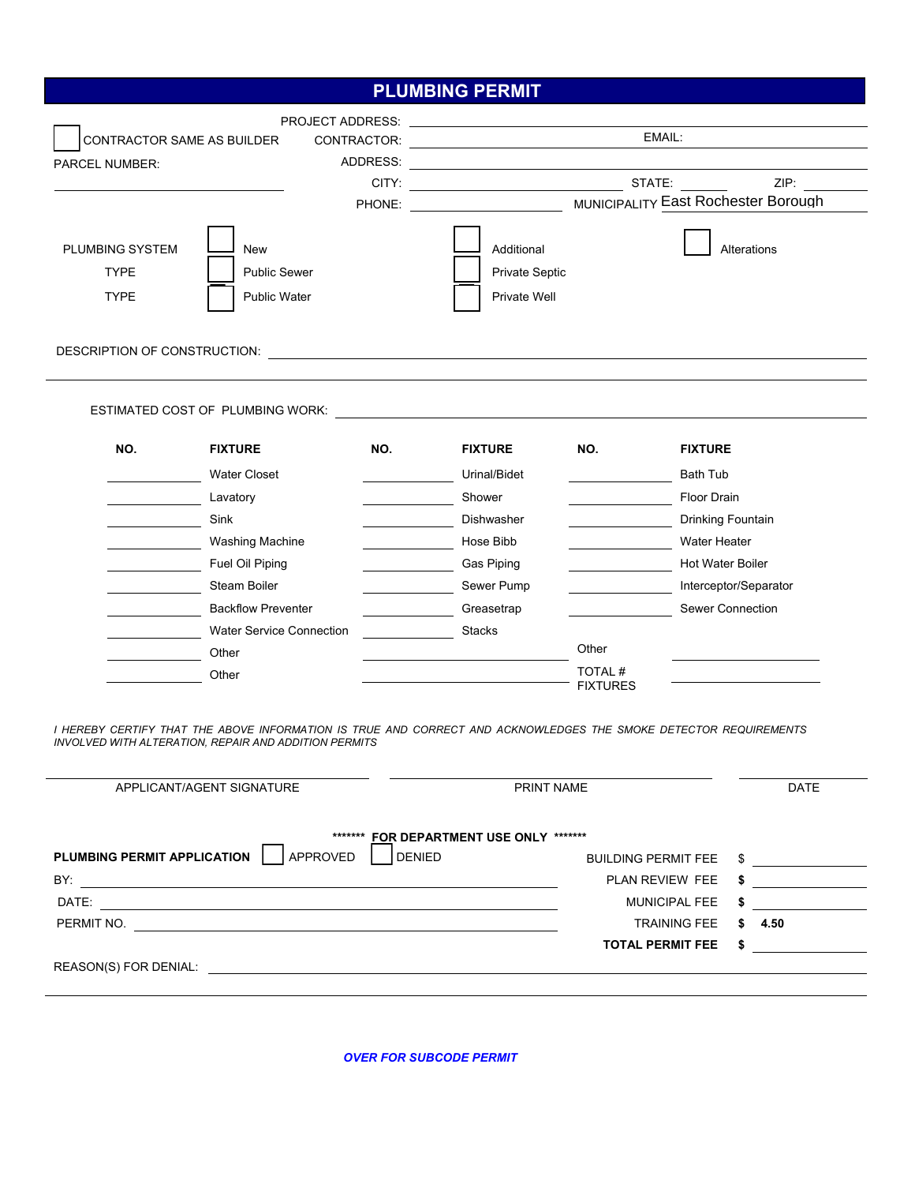# PLUMBING PERMIT

PROJECT ADDRESS: ______________________________

☐ CONTRACTOR SAME AS BUILDER — CONTRACTOR: ______________________ EMAIL: ______________________

PARCEL NUMBER: ______________________ — ADDRESS: ______________________________

CITY: ______________________ STATE: ________ ZIP: ________

PHONE: ______________________ MUNICIPALITY East Rochester Borough

PLUMBING SYSTEM TYPE

| | | |
|---|---|---|
| ☐ New | ☐ Additional | ☐ Alterations |

TYPE

| | |
|---|---|
| ☐ Public Sewer | ☐ Private Septic |
| ☐ Public Water | ☐ Private Well |

DESCRIPTION OF CONSTRUCTION: ______________________________________________

ESTIMATED COST OF PLUMBING WORK: ______________________________________________

| NO. | FIXTURE | NO. | FIXTURE | NO. | FIXTURE |
|---|---|---|---|---|---|
| | Water Closet | | Urinal/Bidet | | Bath Tub |
| | Lavatory | | Shower | | Floor Drain |
| | Sink | | Dishwasher | | Drinking Fountain |
| | Washing Machine | | Hose Bibb | | Water Heater |
| | Fuel Oil Piping | | Gas Piping | | Hot Water Boiler |
| | Steam Boiler | | Sewer Pump | | Interceptor/Separator |
| | Backflow Preventer | | Greasetrap | | Sewer Connection |
| | Water Service Connection | | Stacks | | |
| | Other | | | Other | |
| | Other | | | TOTAL # FIXTURES | |

*I HEREBY CERTIFY THAT THE ABOVE INFORMATION IS TRUE AND CORRECT AND ACKNOWLEDGES THE SMOKE DETECTOR REQUIREMENTS INVOLVED WITH ALTERATION, REPAIR AND ADDITION PERMITS*

______________________ APPLICANT/AGENT SIGNATURE ______________________ PRINT NAME ____________ DATE

**\*\*\*\*\*\*\* FOR DEPARTMENT USE ONLY \*\*\*\*\*\*\***

**PLUMBING PERMIT APPLICATION** ☐ APPROVED ☐ DENIED

BY: ______________________________

DATE: ______________________________

PERMIT NO. ______________________________

| | | |
|---|---|---|
| BUILDING PERMIT FEE | $ | |
| PLAN REVIEW FEE | $ | |
| MUNICIPAL FEE | $ | |
| TRAINING FEE | $ | 4.50 |
| **TOTAL PERMIT FEE** | $ | |

REASON(S) FOR DENIAL: ______________________________________________

***OVER FOR SUBCODE PERMIT***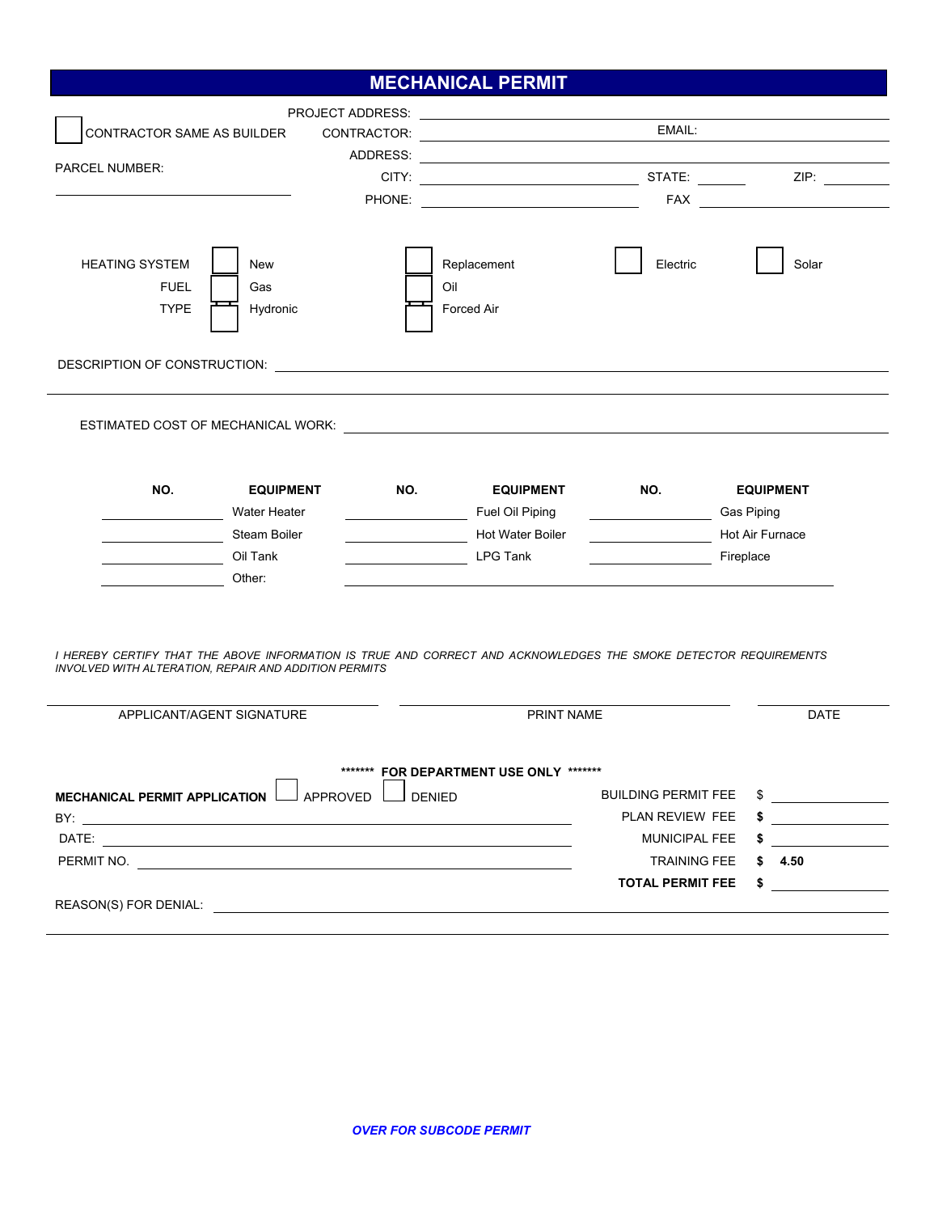# MECHANICAL PERMIT

☐ CONTRACTOR SAME AS BUILDER

PARCEL NUMBER: ______________________

PROJECT ADDRESS: ______________________

CONTRACTOR: ______________________ EMAIL: ______________________

ADDRESS: ______________________

CITY: ______________________ STATE: ________ ZIP: ________

PHONE: ______________________ FAX ______________________

HEATING SYSTEM ☐ New ☐ Replacement ☐ Electric ☐ Solar

FUEL ☐ Gas ☐ Oil

TYPE ☐ Hydronic ☐ Forced Air

DESCRIPTION OF CONSTRUCTION: ______________________

ESTIMATED COST OF MECHANICAL WORK: ______________________

| NO. | EQUIPMENT | NO. | EQUIPMENT | NO. | EQUIPMENT |
|---|---|---|---|---|---|
| ______ | Water Heater | ______ | Fuel Oil Piping | ______ | Gas Piping |
| ______ | Steam Boiler | ______ | Hot Water Boiler | ______ | Hot Air Furnace |
| ______ | Oil Tank | ______ | LPG Tank | ______ | Fireplace |
| ______ | Other: ______ | | | | |

*I HEREBY CERTIFY THAT THE ABOVE INFORMATION IS TRUE AND CORRECT AND ACKNOWLEDGES THE SMOKE DETECTOR REQUIREMENTS INVOLVED WITH ALTERATION, REPAIR AND ADDITION PERMITS*

______________________ ______________________ ______________________

APPLICANT/AGENT SIGNATURE PRINT NAME DATE

**\*\*\*\*\*\*\* FOR DEPARTMENT USE ONLY \*\*\*\*\*\*\***

**MECHANICAL PERMIT APPLICATION** ☐ APPROVED ☐ DENIED

BY: ______________________

DATE: ______________________

PERMIT NO. ______________________

| | |
|---|---|
| BUILDING PERMIT FEE | $ ______ |
| PLAN REVIEW FEE | **$** ______ |
| MUNICIPAL FEE | **$** ______ |
| TRAINING FEE | **$ 4.50** |
| **TOTAL PERMIT FEE** | **$** ______ |

REASON(S) FOR DENIAL: ______________________

***OVER FOR SUBCODE PERMIT***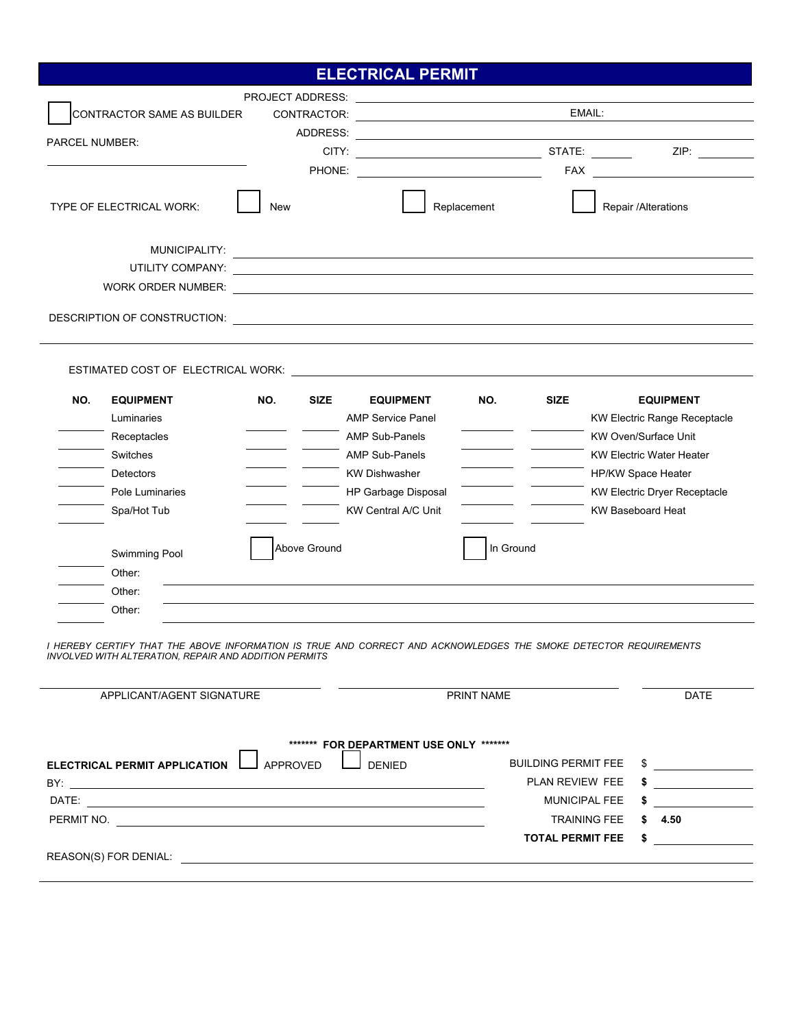# ELECTRICAL PERMIT

☐ CONTRACTOR SAME AS BUILDER

PARCEL NUMBER: ______________________

PROJECT ADDRESS: ______________________

CONTRACTOR: ______________________ EMAIL: ______________________

ADDRESS: ______________________

CITY: ______________________ STATE: ______ ZIP: ______

PHONE: ______________________ FAX ______________________

TYPE OF ELECTRICAL WORK: ☐ New ☐ Replacement ☐ Repair /Alterations

MUNICIPALITY: ______________________

UTILITY COMPANY: ______________________

WORK ORDER NUMBER: ______________________

DESCRIPTION OF CONSTRUCTION: ______________________

ESTIMATED COST OF ELECTRICAL WORK: ______________________

| NO. | EQUIPMENT | NO. | SIZE | EQUIPMENT | NO. | SIZE | EQUIPMENT |
|---|---|---|---|---|---|---|---|
| | Luminaries | | | AMP Service Panel | | | KW Electric Range Receptacle |
| | Receptacles | | | AMP Sub-Panels | | | KW Oven/Surface Unit |
| | Switches | | | AMP Sub-Panels | | | KW Electric Water Heater |
| | Detectors | | | KW Dishwasher | | | HP/KW Space Heater |
| | Pole Luminaries | | | HP Garbage Disposal | | | KW Electric Dryer Receptacle |
| | Spa/Hot Tub | | | KW Central A/C Unit | | | KW Baseboard Heat |

______ Swimming Pool ☐ Above Ground ☐ In Ground

______ Other: ______________________

______ Other: ______________________

______ Other: ______________________

*I HEREBY CERTIFY THAT THE ABOVE INFORMATION IS TRUE AND CORRECT AND ACKNOWLEDGES THE SMOKE DETECTOR REQUIREMENTS INVOLVED WITH ALTERATION, REPAIR AND ADDITION PERMITS*

______________________ APPLICANT/AGENT SIGNATURE

______________________ PRINT NAME

______________________ DATE

**\*\*\*\*\*\*\* FOR DEPARTMENT USE ONLY \*\*\*\*\*\*\***

**ELECTRICAL PERMIT APPLICATION** ☐ APPROVED ☐ DENIED

BY: ______________________

DATE: ______________________

PERMIT NO. ______________________

| | |
|---|---|
| BUILDING PERMIT FEE | $ |
| PLAN REVIEW FEE | **$** |
| MUNICIPAL FEE | **$** |
| TRAINING FEE | **$ 4.50** |
| **TOTAL PERMIT FEE** | **$** |

REASON(S) FOR DENIAL: ______________________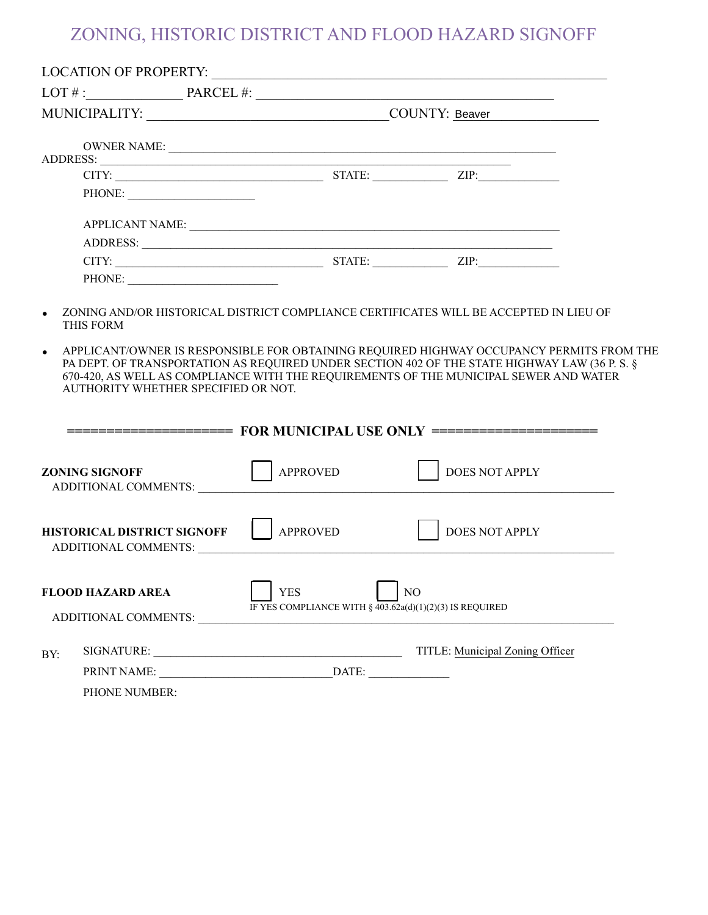# ZONING, HISTORIC DISTRICT AND FLOOD HAZARD SIGNOFF

LOCATION OF PROPERTY: ______________________________________________

LOT # : ____________ PARCEL #: ____________________________________

MUNICIPALITY: ______________________________ COUNTY: Beaver ______________

OWNER NAME: ______________________________________________________

ADDRESS: _________________________________________________________

CITY: ______________________________ STATE: __________ ZIP: ____________

PHONE: ____________________

APPLICANT NAME: ___________________________________________________

ADDRESS: _________________________________________________________

CITY: ______________________________ STATE: __________ ZIP: ____________

PHONE: ______________________

- ZONING AND/OR HISTORICAL DISTRICT COMPLIANCE CERTIFICATES WILL BE ACCEPTED IN LIEU OF THIS FORM
- APPLICANT/OWNER IS RESPONSIBLE FOR OBTAINING REQUIRED HIGHWAY OCCUPANCY PERMITS FROM THE PA DEPT. OF TRANSPORTATION AS REQUIRED UNDER SECTION 402 OF THE STATE HIGHWAY LAW (36 P. S. § 670-420, AS WELL AS COMPLIANCE WITH THE REQUIREMENTS OF THE MUNICIPAL SEWER AND WATER AUTHORITY WHETHER SPECIFIED OR NOT.

**==================== FOR MUNICIPAL USE ONLY ====================**

**ZONING SIGNOFF** ☐ APPROVED ☐ DOES NOT APPLY

ADDITIONAL COMMENTS: ______________________________________________

**HISTORICAL DISTRICT SIGNOFF** ☐ APPROVED ☐ DOES NOT APPLY

ADDITIONAL COMMENTS: ______________________________________________

**FLOOD HAZARD AREA** ☐ YES ☐ NO

IF YES COMPLIANCE WITH § 403.62a(d)(1)(2)(3) IS REQUIRED

ADDITIONAL COMMENTS: ______________________________________________

BY: SIGNATURE: ______________________________ TITLE: Municipal Zoning Officer

PRINT NAME: ______________________ DATE: ____________

PHONE NUMBER: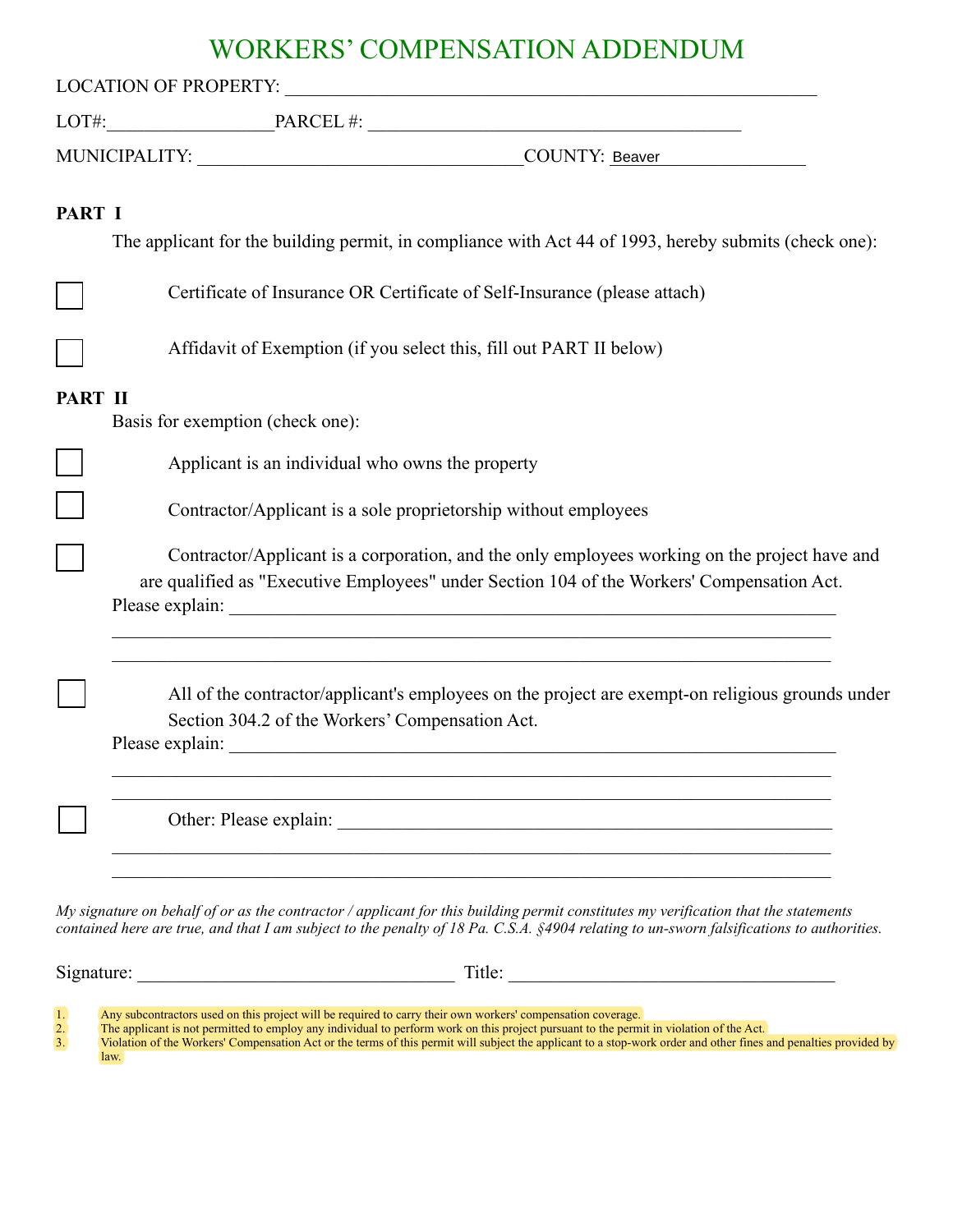# WORKERS' COMPENSATION ADDENDUM

LOCATION OF PROPERTY: ___________________________________________________________

LOT#:__________________PARCEL #: ________________________________________

MUNICIPALITY: ____________________________________COUNTY: Beaver________________

**PART I**

The applicant for the building permit, in compliance with Act 44 of 1993, hereby submits (check one):

☐ Certificate of Insurance OR Certificate of Self-Insurance (please attach)

☐ Affidavit of Exemption (if you select this, fill out PART II below)

**PART II**

Basis for exemption (check one):

☐ Applicant is an individual who owns the property

☐ Contractor/Applicant is a sole proprietorship without employees

☐ Contractor/Applicant is a corporation, and the only employees working on the project have and are qualified as "Executive Employees" under Section 104 of the Workers' Compensation Act.
Please explain: ________________________________________________________________
________________________________________________________________________________
________________________________________________________________________________

☐ All of the contractor/applicant's employees on the project are exempt-on religious grounds under Section 304.2 of the Workers' Compensation Act.
Please explain: ________________________________________________________________
________________________________________________________________________________
________________________________________________________________________________

☐ Other: Please explain: ___________________________________________________
________________________________________________________________________________
________________________________________________________________________________

*My signature on behalf of or as the contractor / applicant for this building permit constitutes my verification that the statements contained here are true, and that I am subject to the penalty of 18 Pa. C.S.A. §4904 relating to un-sworn falsifications to authorities.*

Signature: ___________________________________ Title: ___________________________________

1. Any subcontractors used on this project will be required to carry their own workers' compensation coverage.
2. The applicant is not permitted to employ any individual to perform work on this project pursuant to the permit in violation of the Act.
3. Violation of the Workers' Compensation Act or the terms of this permit will subject the applicant to a stop-work order and other fines and penalties provided by law.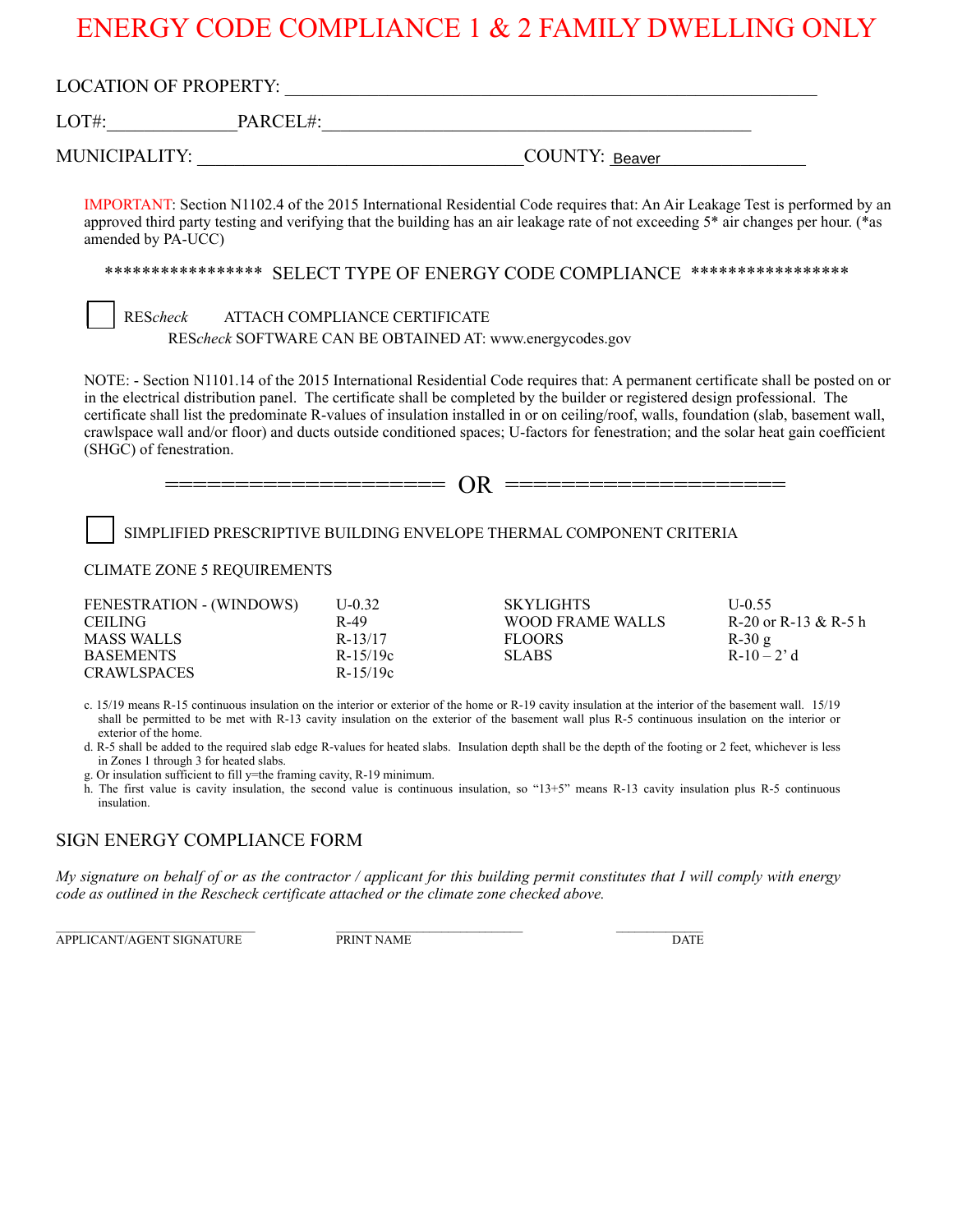# ENERGY CODE COMPLIANCE 1 & 2 FAMILY DWELLING ONLY

LOCATION OF PROPERTY: ______________________________________________

LOT#:______________PARCEL#:______________________________________

MUNICIPALITY: ______________________________COUNTY: Beaver________________

IMPORTANT: Section N1102.4 of the 2015 International Residential Code requires that: An Air Leakage Test is performed by an approved third party testing and verifying that the building has an air leakage rate of not exceeding 5* air changes per hour. (*as amended by PA-UCC)

***************** SELECT TYPE OF ENERGY CODE COMPLIANCE *****************

☐ RES*check* ATTACH COMPLIANCE CERTIFICATE
RES*check* SOFTWARE CAN BE OBTAINED AT: www.energycodes.gov

NOTE: - Section N1101.14 of the 2015 International Residential Code requires that: A permanent certificate shall be posted on or in the electrical distribution panel. The certificate shall be completed by the builder or registered design professional. The certificate shall list the predominate R-values of insulation installed in or on ceiling/roof, walls, foundation (slab, basement wall, crawlspace wall and/or floor) and ducts outside conditioned spaces; U-factors for fenestration; and the solar heat gain coefficient (SHGC) of fenestration.

==================== OR ====================

☐ SIMPLIFIED PRESCRIPTIVE BUILDING ENVELOPE THERMAL COMPONENT CRITERIA

CLIMATE ZONE 5 REQUIREMENTS

| | | | |
|---|---|---|---|
| FENESTRATION - (WINDOWS) | U-0.32 | SKYLIGHTS | U-0.55 |
| CEILING | R-49 | WOOD FRAME WALLS | R-20 or R-13 & R-5 h |
| MASS WALLS | R-13/17 | FLOORS | R-30 g |
| BASEMENTS | R-15/19c | SLABS | R-10 – 2' d |
| CRAWLSPACES | R-15/19c | | |

c. 15/19 means R-15 continuous insulation on the interior or exterior of the home or R-19 cavity insulation at the interior of the basement wall. 15/19 shall be permitted to be met with R-13 cavity insulation on the exterior of the basement wall plus R-5 continuous insulation on the interior or exterior of the home.

d. R-5 shall be added to the required slab edge R-values for heated slabs. Insulation depth shall be the depth of the footing or 2 feet, whichever is less in Zones 1 through 3 for heated slabs.

g. Or insulation sufficient to fill y=the framing cavity, R-19 minimum.

h. The first value is cavity insulation, the second value is continuous insulation, so "13+5" means R-13 cavity insulation plus R-5 continuous insulation.

## SIGN ENERGY COMPLIANCE FORM

*My signature on behalf of or as the contractor / applicant for this building permit constitutes that I will comply with energy code as outlined in the Rescheck certificate attached or the climate zone checked above.*

______________________ ______________________ ____________
APPLICANT/AGENT SIGNATURE PRINT NAME DATE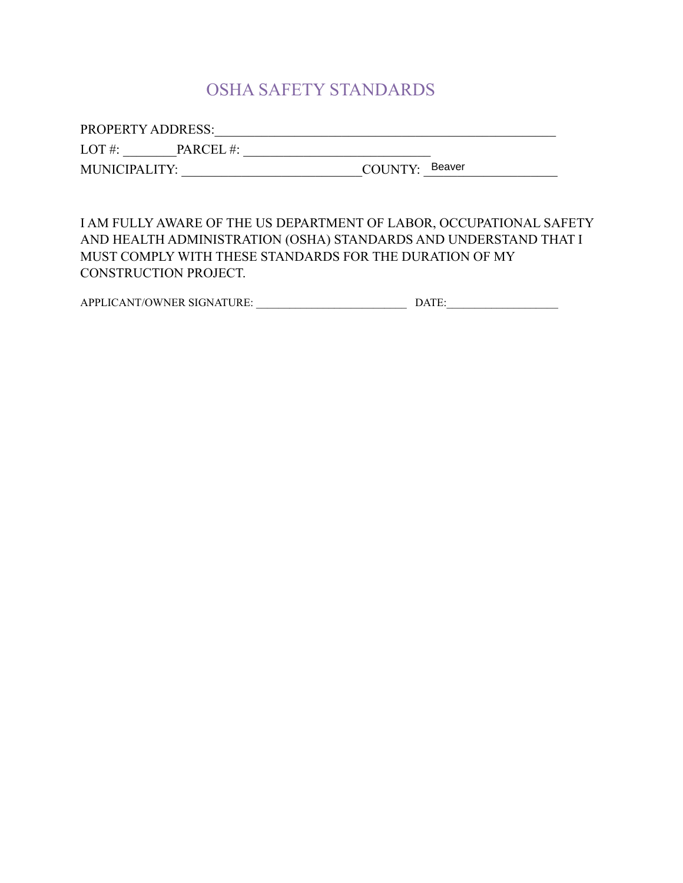# OSHA SAFETY STANDARDS

PROPERTY ADDRESS:_______________________________________________________

LOT #: ________PARCEL #: _____________________________

MUNICIPALITY: ____________________________COUNTY: Beaver

I AM FULLY AWARE OF THE US DEPARTMENT OF LABOR, OCCUPATIONAL SAFETY AND HEALTH ADMINISTRATION (OSHA) STANDARDS AND UNDERSTAND THAT I MUST COMPLY WITH THESE STANDARDS FOR THE DURATION OF MY CONSTRUCTION PROJECT.

APPLICANT/OWNER SIGNATURE: ___________________________ DATE:____________________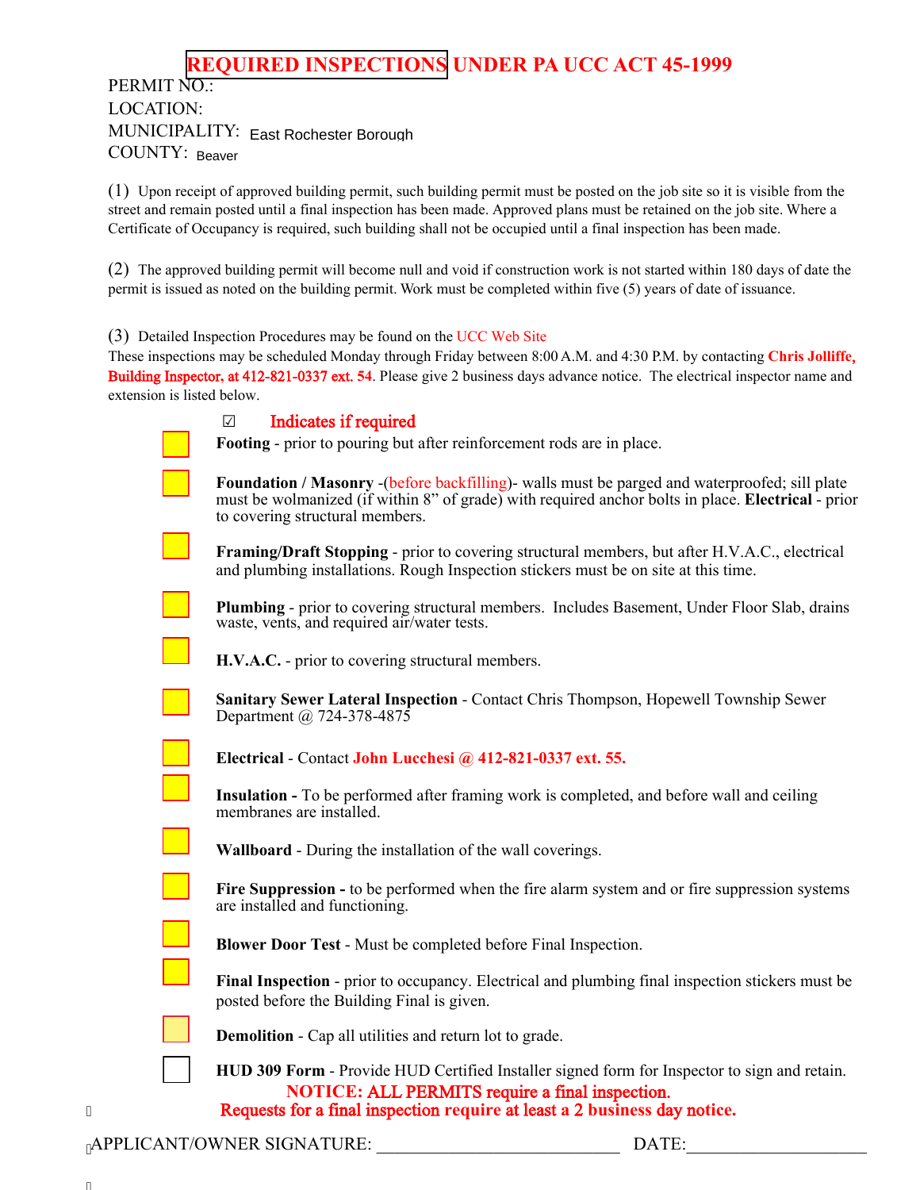# REQUIRED INSPECTIONS UNDER PA UCC ACT 45-1999

PERMIT NO.:
LOCATION:
MUNICIPALITY: East Rochester Borough
COUNTY: Beaver

(1) Upon receipt of approved building permit, such building permit must be posted on the job site so it is visible from the street and remain posted until a final inspection has been made. Approved plans must be retained on the job site. Where a Certificate of Occupancy is required, such building shall not be occupied until a final inspection has been made.

(2) The approved building permit will become null and void if construction work is not started within 180 days of date the permit is issued as noted on the building permit. Work must be completed within five (5) years of date of issuance.

(3) Detailed Inspection Procedures may be found on the UCC Web Site
These inspections may be scheduled Monday through Friday between 8:00 A.M. and 4:30 P.M. by contacting **Chris Jolliffe, Building Inspector, at 412-821-0337 ext. 54**. Please give 2 business days advance notice. The electrical inspector name and extension is listed below.

☑ Indicates if required

- ☐ **Footing** - prior to pouring but after reinforcement rods are in place.
- ☐ **Foundation / Masonry** -(before backfilling)- walls must be parged and waterproofed; sill plate must be wolmanized (if within 8" of grade) with required anchor bolts in place. **Electrical** - prior to covering structural members.
- ☐ **Framing/Draft Stopping** - prior to covering structural members, but after H.V.A.C., electrical and plumbing installations. Rough Inspection stickers must be on site at this time.
- ☐ **Plumbing** - prior to covering structural members. Includes Basement, Under Floor Slab, drains waste, vents, and required air/water tests.
- ☐ **H.V.A.C.** - prior to covering structural members.
- ☐ **Sanitary Sewer Lateral Inspection** - Contact Chris Thompson, Hopewell Township Sewer Department @ 724-378-4875
- ☐ **Electrical** - Contact **John Lucchesi @ 412-821-0337 ext. 55.**
- ☐ **Insulation -** To be performed after framing work is completed, and before wall and ceiling membranes are installed.
- ☐ **Wallboard** - During the installation of the wall coverings.
- ☐ **Fire Suppression -** to be performed when the fire alarm system and or fire suppression systems are installed and functioning.
- ☐ **Blower Door Test** - Must be completed before Final Inspection.
- ☐ **Final Inspection** - prior to occupancy. Electrical and plumbing final inspection stickers must be posted before the Building Final is given.
- ☐ **Demolition** - Cap all utilities and return lot to grade.
- ☐ **HUD 309 Form** - Provide HUD Certified Installer signed form for Inspector to sign and retain.

**NOTICE: ALL PERMITS require a final inspection.**
**Requests for a final inspection require at least a 2 business day notice.**

APPLICANT/OWNER SIGNATURE: ___________________________ DATE: ____________________